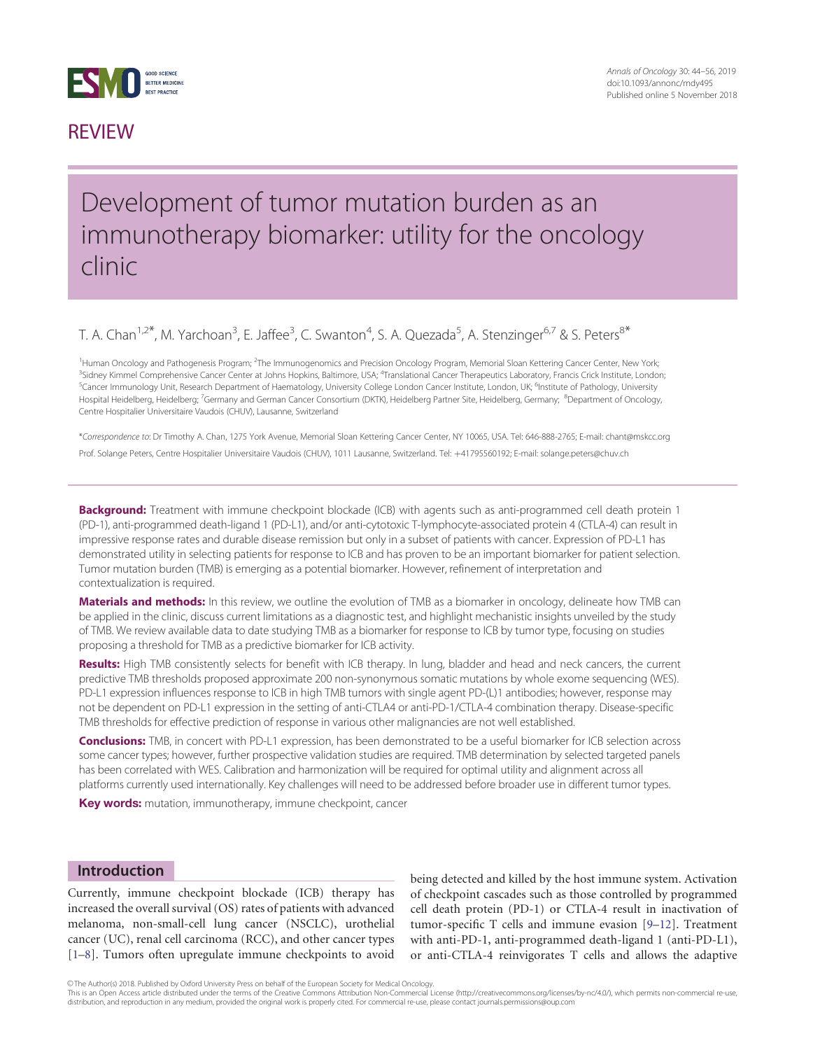# REVIEW

# Development of tumor mutation burden as an immunotherapy biomarker: utility for the oncology clinic

T. A. Chan[1,2*], M. Yarchoan[3], E. Jaffee[3], C. Swanton[4], S. A. Quezada[5], A. Stenzinger[6,7] & S. Peters[8*]

[1]Human Oncology and Pathogenesis Program; [2]The Immunogenomics and Precision Oncology Program, Memorial Sloan Kettering Cancer Center, New York; [3]Sidney Kimmel Comprehensive Cancer Center at Johns Hopkins, Baltimore, USA; [4]Translational Cancer Therapeutics Laboratory, Francis Crick Institute, London; [5]Cancer Immunology Unit, Research Department of Haematology, University College London Cancer Institute, London, UK; [6]Institute of Pathology, University Hospital Heidelberg, Heidelberg; [7]Germany and German Cancer Consortium (DKTK), Heidelberg Partner Site, Heidelberg, Germany; [8]Department of Oncology, Centre Hospitalier Universitaire Vaudois (CHUV), Lausanne, Switzerland

\**Correspondence to*: Dr Timothy A. Chan, 1275 York Avenue, Memorial Sloan Kettering Cancer Center, NY 10065, USA. Tel: 646-888-2765; E-mail: chant@mskcc.org

Prof. Solange Peters, Centre Hospitalier Universitaire Vaudois (CHUV), 1011 Lausanne, Switzerland. Tel: +41795560192; E-mail: solange.peters@chuv.ch

**Background:** Treatment with immune checkpoint blockade (ICB) with agents such as anti-programmed cell death protein 1 (PD-1), anti-programmed death-ligand 1 (PD-L1), and/or anti-cytotoxic T-lymphocyte-associated protein 4 (CTLA-4) can result in impressive response rates and durable disease remission but only in a subset of patients with cancer. Expression of PD-L1 has demonstrated utility in selecting patients for response to ICB and has proven to be an important biomarker for patient selection. Tumor mutation burden (TMB) is emerging as a potential biomarker. However, refinement of interpretation and contextualization is required.

**Materials and methods:** In this review, we outline the evolution of TMB as a biomarker in oncology, delineate how TMB can be applied in the clinic, discuss current limitations as a diagnostic test, and highlight mechanistic insights unveiled by the study of TMB. We review available data to date studying TMB as a biomarker for response to ICB by tumor type, focusing on studies proposing a threshold for TMB as a predictive biomarker for ICB activity.

**Results:** High TMB consistently selects for benefit with ICB therapy. In lung, bladder and head and neck cancers, the current predictive TMB thresholds proposed approximate 200 non-synonymous somatic mutations by whole exome sequencing (WES). PD-L1 expression influences response to ICB in high TMB tumors with single agent PD-(L)1 antibodies; however, response may not be dependent on PD-L1 expression in the setting of anti-CTLA4 or anti-PD-1/CTLA-4 combination therapy. Disease-specific TMB thresholds for effective prediction of response in various other malignancies are not well established.

**Conclusions:** TMB, in concert with PD-L1 expression, has been demonstrated to be a useful biomarker for ICB selection across some cancer types; however, further prospective validation studies are required. TMB determination by selected targeted panels has been correlated with WES. Calibration and harmonization will be required for optimal utility and alignment across all platforms currently used internationally. Key challenges will need to be addressed before broader use in different tumor types.

**Key words:** mutation, immunotherapy, immune checkpoint, cancer

## Introduction

Currently, immune checkpoint blockade (ICB) therapy has increased the overall survival (OS) rates of patients with advanced melanoma, non-small-cell lung cancer (NSCLC), urothelial cancer (UC), renal cell carcinoma (RCC), and other cancer types [1–8]. Tumors often upregulate immune checkpoints to avoid being detected and killed by the host immune system. Activation of checkpoint cascades such as those controlled by programmed cell death protein (PD-1) or CTLA-4 result in inactivation of tumor-specific T cells and immune evasion [9–12]. Treatment with anti-PD-1, anti-programmed death-ligand 1 (anti-PD-L1), or anti-CTLA-4 reinvigorates T cells and allows the adaptive

© The Author(s) 2018. Published by Oxford University Press on behalf of the European Society for Medical Oncology.
This is an Open Access article distributed under the terms of the Creative Commons Attribution Non-Commercial License (http://creativecommons.org/licenses/by-nc/4.0/), which permits non-commercial re-use, distribution, and reproduction in any medium, provided the original work is properly cited. For commercial re-use, please contact journals.permissions@oup.com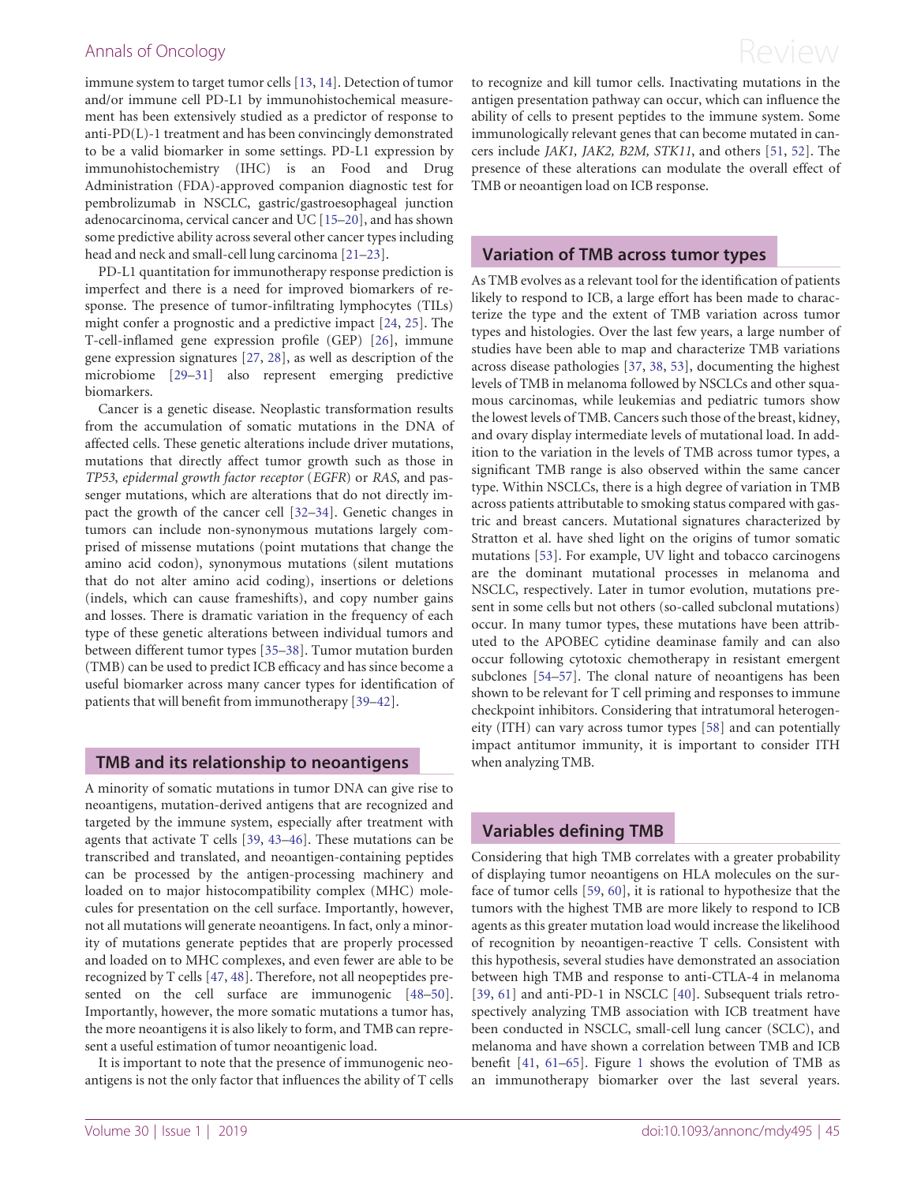immune system to target tumor cells [13, 14]. Detection of tumor and/or immune cell PD-L1 by immunohistochemical measurement has been extensively studied as a predictor of response to anti-PD(L)-1 treatment and has been convincingly demonstrated to be a valid biomarker in some settings. PD-L1 expression by immunohistochemistry (IHC) is an Food and Drug Administration (FDA)-approved companion diagnostic test for pembrolizumab in NSCLC, gastric/gastroesophageal junction adenocarcinoma, cervical cancer and UC [15–20], and has shown some predictive ability across several other cancer types including head and neck and small-cell lung carcinoma [21–23].

PD-L1 quantitation for immunotherapy response prediction is imperfect and there is a need for improved biomarkers of response. The presence of tumor-infiltrating lymphocytes (TILs) might confer a prognostic and a predictive impact [24, 25]. The T-cell-inflamed gene expression profile (GEP) [26], immune gene expression signatures [27, 28], as well as description of the microbiome [29–31] also represent emerging predictive biomarkers.

Cancer is a genetic disease. Neoplastic transformation results from the accumulation of somatic mutations in the DNA of affected cells. These genetic alterations include driver mutations, mutations that directly affect tumor growth such as those in *TP53*, *epidermal growth factor receptor* (*EGFR*) or *RAS*, and passenger mutations, which are alterations that do not directly impact the growth of the cancer cell [32–34]. Genetic changes in tumors can include non-synonymous mutations largely comprised of missense mutations (point mutations that change the amino acid codon), synonymous mutations (silent mutations that do not alter amino acid coding), insertions or deletions (indels, which can cause frameshifts), and copy number gains and losses. There is dramatic variation in the frequency of each type of these genetic alterations between individual tumors and between different tumor types [35–38]. Tumor mutation burden (TMB) can be used to predict ICB efficacy and has since become a useful biomarker across many cancer types for identification of patients that will benefit from immunotherapy [39–42].

## TMB and its relationship to neoantigens

A minority of somatic mutations in tumor DNA can give rise to neoantigens, mutation-derived antigens that are recognized and targeted by the immune system, especially after treatment with agents that activate T cells [39, 43–46]. These mutations can be transcribed and translated, and neoantigen-containing peptides can be processed by the antigen-processing machinery and loaded on to major histocompatibility complex (MHC) molecules for presentation on the cell surface. Importantly, however, not all mutations will generate neoantigens. In fact, only a minority of mutations generate peptides that are properly processed and loaded on to MHC complexes, and even fewer are able to be recognized by T cells [47, 48]. Therefore, not all neopeptides presented on the cell surface are immunogenic [48–50]. Importantly, however, the more somatic mutations a tumor has, the more neoantigens it is also likely to form, and TMB can represent a useful estimation of tumor neoantigenic load.

It is important to note that the presence of immunogenic neoantigens is not the only factor that influences the ability of T cells to recognize and kill tumor cells. Inactivating mutations in the antigen presentation pathway can occur, which can influence the ability of cells to present peptides to the immune system. Some immunologically relevant genes that can become mutated in cancers include *JAK1, JAK2, B2M, STK11*, and others [51, 52]. The presence of these alterations can modulate the overall effect of TMB or neoantigen load on ICB response.

## Variation of TMB across tumor types

As TMB evolves as a relevant tool for the identification of patients likely to respond to ICB, a large effort has been made to characterize the type and the extent of TMB variation across tumor types and histologies. Over the last few years, a large number of studies have been able to map and characterize TMB variations across disease pathologies [37, 38, 53], documenting the highest levels of TMB in melanoma followed by NSCLCs and other squamous carcinomas, while leukemias and pediatric tumors show the lowest levels of TMB. Cancers such those of the breast, kidney, and ovary display intermediate levels of mutational load. In addition to the variation in the levels of TMB across tumor types, a significant TMB range is also observed within the same cancer type. Within NSCLCs, there is a high degree of variation in TMB across patients attributable to smoking status compared with gastric and breast cancers. Mutational signatures characterized by Stratton et al. have shed light on the origins of tumor somatic mutations [53]. For example, UV light and tobacco carcinogens are the dominant mutational processes in melanoma and NSCLC, respectively. Later in tumor evolution, mutations present in some cells but not others (so-called subclonal mutations) occur. In many tumor types, these mutations have been attributed to the APOBEC cytidine deaminase family and can also occur following cytotoxic chemotherapy in resistant emergent subclones [54–57]. The clonal nature of neoantigens has been shown to be relevant for T cell priming and responses to immune checkpoint inhibitors. Considering that intratumoral heterogeneity (ITH) can vary across tumor types [58] and can potentially impact antitumor immunity, it is important to consider ITH when analyzing TMB.

## Variables defining TMB

Considering that high TMB correlates with a greater probability of displaying tumor neoantigens on HLA molecules on the surface of tumor cells [59, 60], it is rational to hypothesize that the tumors with the highest TMB are more likely to respond to ICB agents as this greater mutation load would increase the likelihood of recognition by neoantigen-reactive T cells. Consistent with this hypothesis, several studies have demonstrated an association between high TMB and response to anti-CTLA-4 in melanoma [39, 61] and anti-PD-1 in NSCLC [40]. Subsequent trials retrospectively analyzing TMB association with ICB treatment have been conducted in NSCLC, small-cell lung cancer (SCLC), and melanoma and have shown a correlation between TMB and ICB benefit [41, 61–65]. Figure 1 shows the evolution of TMB as an immunotherapy biomarker over the last several years.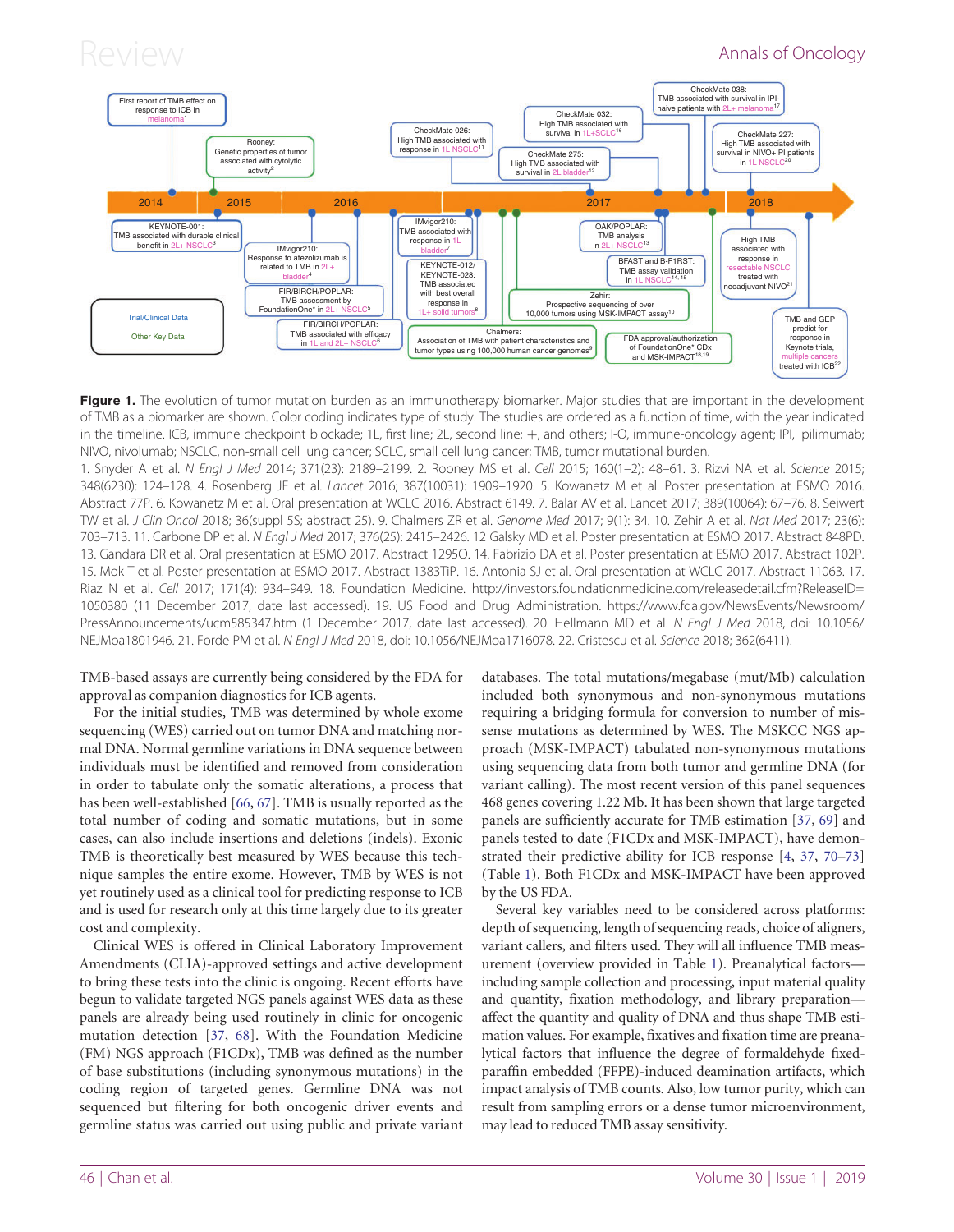**Figure 1.** The evolution of tumor mutation burden as an immunotherapy biomarker. Major studies that are important in the development of TMB as a biomarker are shown. Color coding indicates type of study. The studies are ordered as a function of time, with the year indicated in the timeline. ICB, immune checkpoint blockade; 1L, first line; 2L, second line; +, and others; I-O, immune-oncology agent; IPI, ipilimumab; NIVO, nivolumab; NSCLC, non-small cell lung cancer; SCLC, small cell lung cancer; TMB, tumor mutational burden.

1. Snyder A et al. *N Engl J Med* 2014; 371(23): 2189–2199. 2. Rooney MS et al. *Cell* 2015; 160(1–2): 48–61. 3. Rizvi NA et al. *Science* 2015; 348(6230): 124–128. 4. Rosenberg JE et al. *Lancet* 2016; 387(10031): 1909–1920. 5. Kowanetz M et al. Poster presentation at ESMO 2016. Abstract 77P. 6. Kowanetz M et al. Oral presentation at WCLC 2016. Abstract 6149. 7. Balar AV et al. Lancet 2017; 389(10064): 67–76. 8. Seiwert TW et al. *J Clin Oncol* 2018; 36(suppl 5S; abstract 25). 9. Chalmers ZR et al. *Genome Med* 2017; 9(1): 34. 10. Zehir A et al. *Nat Med* 2017; 23(6): 703–713. 11. Carbone DP et al. *N Engl J Med* 2017; 376(25): 2415–2426. 12 Galsky MD et al. Poster presentation at ESMO 2017. Abstract 848PD. 13. Gandara DR et al. Oral presentation at ESMO 2017. Abstract 1295O. 14. Fabrizio DA et al. Poster presentation at ESMO 2017. Abstract 102P. 15. Mok T et al. Poster presentation at ESMO 2017. Abstract 1383TiP. 16. Antonia SJ et al. Oral presentation at WCLC 2017. Abstract 11063. 17. Riaz N et al. *Cell* 2017; 171(4): 934–949. 18. Foundation Medicine. http://investors.foundationmedicine.com/releasedetail.cfm?ReleaseID=1050380 (11 December 2017, date last accessed). 19. US Food and Drug Administration. https://www.fda.gov/NewsEvents/Newsroom/PressAnnouncements/ucm585347.htm (1 December 2017, date last accessed). 20. Hellmann MD et al. *N Engl J Med* 2018, doi: 10.1056/NEJMoa1801946. 21. Forde PM et al. *N Engl J Med* 2018, doi: 10.1056/NEJMoa1716078. 22. Cristescu et al. *Science* 2018; 362(6411).

TMB-based assays are currently being considered by the FDA for approval as companion diagnostics for ICB agents.

For the initial studies, TMB was determined by whole exome sequencing (WES) carried out on tumor DNA and matching normal DNA. Normal germline variations in DNA sequence between individuals must be identified and removed from consideration in order to tabulate only the somatic alterations, a process that has been well-established [66, 67]. TMB is usually reported as the total number of coding and somatic mutations, but in some cases, can also include insertions and deletions (indels). Exonic TMB is theoretically best measured by WES because this technique samples the entire exome. However, TMB by WES is not yet routinely used as a clinical tool for predicting response to ICB and is used for research only at this time largely due to its greater cost and complexity.

Clinical WES is offered in Clinical Laboratory Improvement Amendments (CLIA)-approved settings and active development to bring these tests into the clinic is ongoing. Recent efforts have begun to validate targeted NGS panels against WES data as these panels are already being used routinely in clinic for oncogenic mutation detection [37, 68]. With the Foundation Medicine (FM) NGS approach (F1CDx), TMB was defined as the number of base substitutions (including synonymous mutations) in the coding region of targeted genes. Germline DNA was not sequenced but filtering for both oncogenic driver events and germline status was carried out using public and private variant databases. The total mutations/megabase (mut/Mb) calculation included both synonymous and non-synonymous mutations requiring a bridging formula for conversion to number of missense mutations as determined by WES. The MSKCC NGS approach (MSK-IMPACT) tabulated non-synonymous mutations using sequencing data from both tumor and germline DNA (for variant calling). The most recent version of this panel sequences 468 genes covering 1.22 Mb. It has been shown that large targeted panels are sufficiently accurate for TMB estimation [37, 69] and panels tested to date (F1CDx and MSK-IMPACT), have demonstrated their predictive ability for ICB response [4, 37, 70–73] (Table 1). Both F1CDx and MSK-IMPACT have been approved by the US FDA.

Several key variables need to be considered across platforms: depth of sequencing, length of sequencing reads, choice of aligners, variant callers, and filters used. They will all influence TMB measurement (overview provided in Table 1). Preanalytical factors—including sample collection and processing, input material quality and quantity, fixation methodology, and library preparation—affect the quantity and quality of DNA and thus shape TMB estimation values. For example, fixatives and fixation time are preanalytical factors that influence the degree of formaldehyde fixed-paraffin embedded (FFPE)-induced deamination artifacts, which impact analysis of TMB counts. Also, low tumor purity, which can result from sampling errors or a dense tumor microenvironment, may lead to reduced TMB assay sensitivity.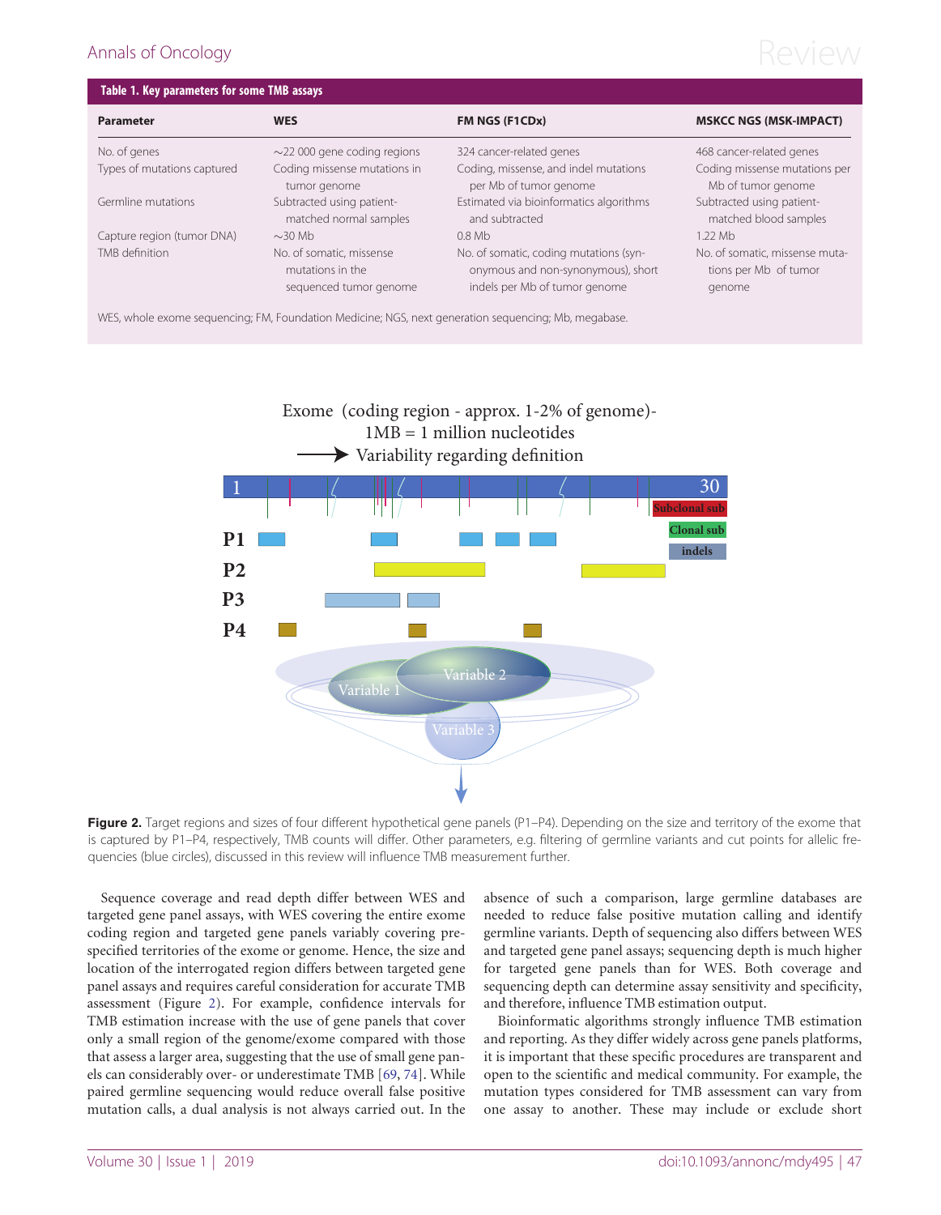**Table 1. Key parameters for some TMB assays**

| Parameter | WES | FM NGS (F1CDx) | MSKCC NGS (MSK-IMPACT) |
|---|---|---|---|
| No. of genes | ∼22 000 gene coding regions | 324 cancer-related genes | 468 cancer-related genes |
| Types of mutations captured | Coding missense mutations in tumor genome | Coding, missense, and indel mutations per Mb of tumor genome | Coding missense mutations per Mb of tumor genome |
| Germline mutations | Subtracted using patient-matched normal samples | Estimated via bioinformatics algorithms and subtracted | Subtracted using patient-matched blood samples |
| Capture region (tumor DNA) | ∼30 Mb | 0.8 Mb | 1.22 Mb |
| TMB definition | No. of somatic, missense mutations in the sequenced tumor genome | No. of somatic, coding mutations (synonymous and non-synonymous), short indels per Mb of tumor genome | No. of somatic, missense mutations per Mb of tumor genome |

WES, whole exome sequencing; FM, Foundation Medicine; NGS, next generation sequencing; Mb, megabase.

Figure 2. Target regions and sizes of four different hypothetical gene panels (P1–P4). Depending on the size and territory of the exome that is captured by P1–P4, respectively, TMB counts will differ. Other parameters, e.g. filtering of germline variants and cut points for allelic frequencies (blue circles), discussed in this review will influence TMB measurement further.

Sequence coverage and read depth differ between WES and targeted gene panel assays, with WES covering the entire exome coding region and targeted gene panels variably covering pre-specified territories of the exome or genome. Hence, the size and location of the interrogated region differs between targeted gene panel assays and requires careful consideration for accurate TMB assessment (Figure 2). For example, confidence intervals for TMB estimation increase with the use of gene panels that cover only a small region of the genome/exome compared with those that assess a larger area, suggesting that the use of small gene panels can considerably over- or underestimate TMB [69, 74]. While paired germline sequencing would reduce overall false positive mutation calls, a dual analysis is not always carried out. In the absence of such a comparison, large germline databases are needed to reduce false positive mutation calling and identify germline variants. Depth of sequencing also differs between WES and targeted gene panel assays; sequencing depth is much higher for targeted gene panels than for WES. Both coverage and sequencing depth can determine assay sensitivity and specificity, and therefore, influence TMB estimation output.

Bioinformatic algorithms strongly influence TMB estimation and reporting. As they differ widely across gene panels platforms, it is important that these specific procedures are transparent and open to the scientific and medical community. For example, the mutation types considered for TMB assessment can vary from one assay to another. These may include or exclude short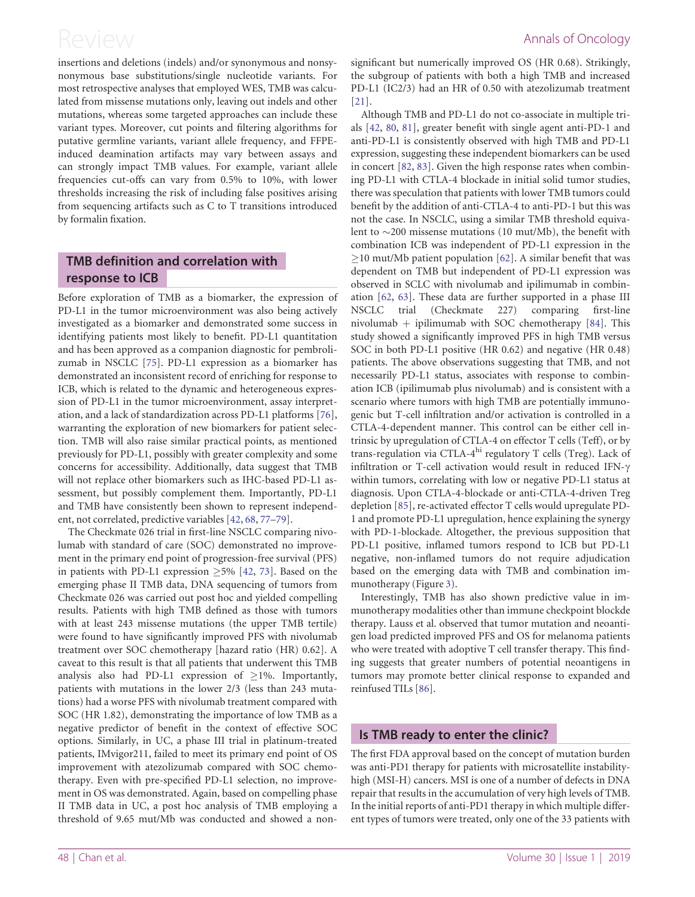insertions and deletions (indels) and/or synonymous and nonsynonymous base substitutions/single nucleotide variants. For most retrospective analyses that employed WES, TMB was calculated from missense mutations only, leaving out indels and other mutations, whereas some targeted approaches can include these variant types. Moreover, cut points and filtering algorithms for putative germline variants, variant allele frequency, and FFPE-induced deamination artifacts may vary between assays and can strongly impact TMB values. For example, variant allele frequencies cut-offs can vary from 0.5% to 10%, with lower thresholds increasing the risk of including false positives arising from sequencing artifacts such as C to T transitions introduced by formalin fixation.

## TMB definition and correlation with response to ICB

Before exploration of TMB as a biomarker, the expression of PD-L1 in the tumor microenvironment was also being actively investigated as a biomarker and demonstrated some success in identifying patients most likely to benefit. PD-L1 quantitation and has been approved as a companion diagnostic for pembrolizumab in NSCLC [75]. PD-L1 expression as a biomarker has demonstrated an inconsistent record of enriching for response to ICB, which is related to the dynamic and heterogeneous expression of PD-L1 in the tumor microenvironment, assay interpretation, and a lack of standardization across PD-L1 platforms [76], warranting the exploration of new biomarkers for patient selection. TMB will also raise similar practical points, as mentioned previously for PD-L1, possibly with greater complexity and some concerns for accessibility. Additionally, data suggest that TMB will not replace other biomarkers such as IHC-based PD-L1 assessment, but possibly complement them. Importantly, PD-L1 and TMB have consistently been shown to represent independent, not correlated, predictive variables [42, 68, 77–79].

The Checkmate 026 trial in first-line NSCLC comparing nivolumab with standard of care (SOC) demonstrated no improvement in the primary end point of progression-free survival (PFS) in patients with PD-L1 expression ≥5% [42, 73]. Based on the emerging phase II TMB data, DNA sequencing of tumors from Checkmate 026 was carried out post hoc and yielded compelling results. Patients with high TMB defined as those with tumors with at least 243 missense mutations (the upper TMB tertile) were found to have significantly improved PFS with nivolumab treatment over SOC chemotherapy [hazard ratio (HR) 0.62]. A caveat to this result is that all patients that underwent this TMB analysis also had PD-L1 expression of ≥1%. Importantly, patients with mutations in the lower 2/3 (less than 243 mutations) had a worse PFS with nivolumab treatment compared with SOC (HR 1.82), demonstrating the importance of low TMB as a negative predictor of benefit in the context of effective SOC options. Similarly, in UC, a phase III trial in platinum-treated patients, IMvigor211, failed to meet its primary end point of OS improvement with atezolizumab compared with SOC chemotherapy. Even with pre-specified PD-L1 selection, no improvement in OS was demonstrated. Again, based on compelling phase II TMB data in UC, a post hoc analysis of TMB employing a threshold of 9.65 mut/Mb was conducted and showed a non-significant but numerically improved OS (HR 0.68). Strikingly, the subgroup of patients with both a high TMB and increased PD-L1 (IC2/3) had an HR of 0.50 with atezolizumab treatment [21].

Although TMB and PD-L1 do not co-associate in multiple trials [42, 80, 81], greater benefit with single agent anti-PD-1 and anti-PD-L1 is consistently observed with high TMB and PD-L1 expression, suggesting these independent biomarkers can be used in concert [82, 83]. Given the high response rates when combining PD-L1 with CTLA-4 blockade in initial solid tumor studies, there was speculation that patients with lower TMB tumors could benefit by the addition of anti-CTLA-4 to anti-PD-1 but this was not the case. In NSCLC, using a similar TMB threshold equivalent to ~200 missense mutations (10 mut/Mb), the benefit with combination ICB was independent of PD-L1 expression in the ≥10 mut/Mb patient population [62]. A similar benefit that was dependent on TMB but independent of PD-L1 expression was observed in SCLC with nivolumab and ipilimumab in combination [62, 63]. These data are further supported in a phase III NSCLC trial (Checkmate 227) comparing first-line nivolumab + ipilimumab with SOC chemotherapy [84]. This study showed a significantly improved PFS in high TMB versus SOC in both PD-L1 positive (HR 0.62) and negative (HR 0.48) patients. The above observations suggesting that TMB, and not necessarily PD-L1 status, associates with response to combination ICB (ipilimumab plus nivolumab) and is consistent with a scenario where tumors with high TMB are potentially immunogenic but T-cell infiltration and/or activation is controlled in a CTLA-4-dependent manner. This control can be either cell intrinsic by upregulation of CTLA-4 on effector T cells (Teff), or by trans-regulation via CTLA-4$^{hi}$ regulatory T cells (Treg). Lack of infiltration or T-cell activation would result in reduced IFN-$\gamma$ within tumors, correlating with low or negative PD-L1 status at diagnosis. Upon CTLA-4-blockade or anti-CTLA-4-driven Treg depletion [85], re-activated effector T cells would upregulate PD-1 and promote PD-L1 upregulation, hence explaining the synergy with PD-1-blockade. Altogether, the previous supposition that PD-L1 positive, inflamed tumors respond to ICB but PD-L1 negative, non-inflamed tumors do not require adjudication based on the emerging data with TMB and combination immunotherapy (Figure 3).

Interestingly, TMB has also shown predictive value in immunotherapy modalities other than immune checkpoint blockde therapy. Lauss et al. observed that tumor mutation and neoantigen load predicted improved PFS and OS for melanoma patients who were treated with adoptive T cell transfer therapy. This finding suggests that greater numbers of potential neoantigens in tumors may promote better clinical response to expanded and reinfused TILs [86].

## Is TMB ready to enter the clinic?

The first FDA approval based on the concept of mutation burden was anti-PD1 therapy for patients with microsatellite instability-high (MSI-H) cancers. MSI is one of a number of defects in DNA repair that results in the accumulation of very high levels of TMB. In the initial reports of anti-PD1 therapy in which multiple different types of tumors were treated, only one of the 33 patients with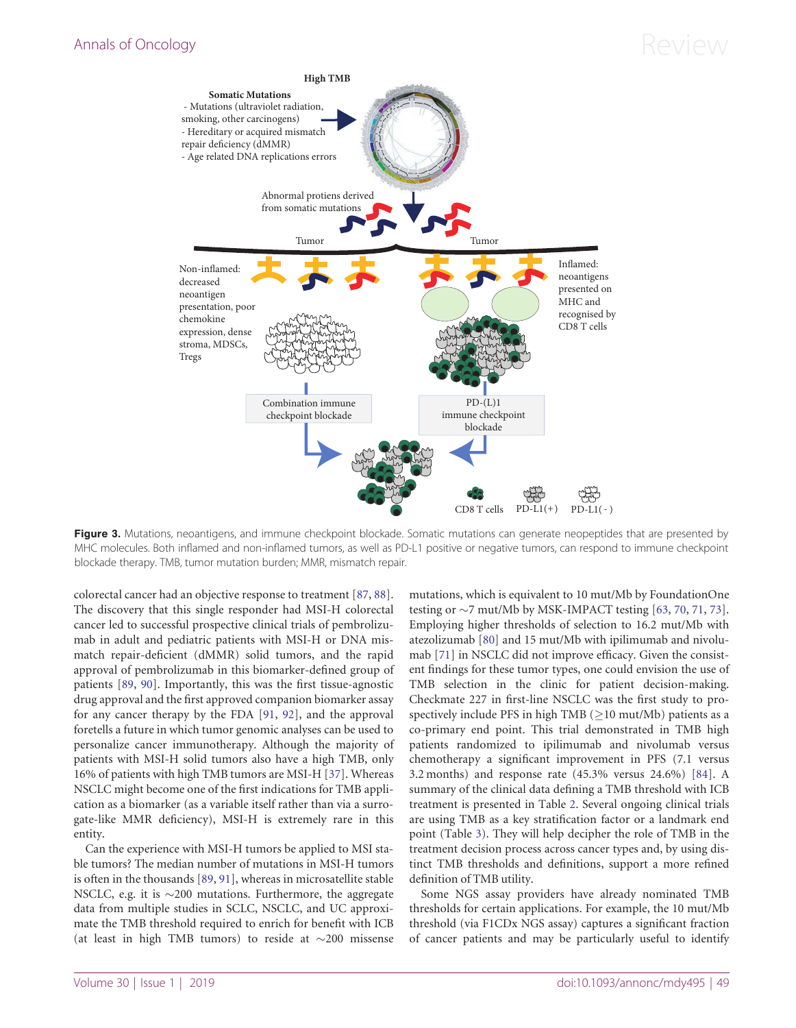**Figure 3.** Mutations, neoantigens, and immune checkpoint blockade. Somatic mutations can generate neopeptides that are presented by MHC molecules. Both inflamed and non-inflamed tumors, as well as PD-L1 positive or negative tumors, can respond to immune checkpoint blockade therapy. TMB, tumor mutation burden; MMR, mismatch repair.

colorectal cancer had an objective response to treatment [87, 88]. The discovery that this single responder had MSI-H colorectal cancer led to successful prospective clinical trials of pembrolizumab in adult and pediatric patients with MSI-H or DNA mismatch repair-deficient (dMMR) solid tumors, and the rapid approval of pembrolizumab in this biomarker-defined group of patients [89, 90]. Importantly, this was the first tissue-agnostic drug approval and the first approved companion biomarker assay for any cancer therapy by the FDA [91, 92], and the approval foretells a future in which tumor genomic analyses can be used to personalize cancer immunotherapy. Although the majority of patients with MSI-H solid tumors also have a high TMB, only 16% of patients with high TMB tumors are MSI-H [37]. Whereas NSCLC might become one of the first indications for TMB application as a biomarker (as a variable itself rather than via a surrogate-like MMR deficiency), MSI-H is extremely rare in this entity.

Can the experience with MSI-H tumors be applied to MSI stable tumors? The median number of mutations in MSI-H tumors is often in the thousands [89, 91], whereas in microsatellite stable NSCLC, e.g. it is ~200 mutations. Furthermore, the aggregate data from multiple studies in SCLC, NSCLC, and UC approximate the TMB threshold required to enrich for benefit with ICB (at least in high TMB tumors) to reside at ~200 missense mutations, which is equivalent to 10 mut/Mb by FoundationOne testing or ~7 mut/Mb by MSK-IMPACT testing [63, 70, 71, 73]. Employing higher thresholds of selection to 16.2 mut/Mb with atezolizumab [80] and 15 mut/Mb with ipilimumab and nivolumab [71] in NSCLC did not improve efficacy. Given the consistent findings for these tumor types, one could envision the use of TMB selection in the clinic for patient decision-making. Checkmate 227 in first-line NSCLC was the first study to prospectively include PFS in high TMB (≥10 mut/Mb) patients as a co-primary end point. This trial demonstrated in TMB high patients randomized to ipilimumab and nivolumab versus chemotherapy a significant improvement in PFS (7.1 versus 3.2 months) and response rate (45.3% versus 24.6%) [84]. A summary of the clinical data defining a TMB threshold with ICB treatment is presented in Table 2. Several ongoing clinical trials are using TMB as a key stratification factor or a landmark end point (Table 3). They will help decipher the role of TMB in the treatment decision process across cancer types and, by using distinct TMB thresholds and definitions, support a more refined definition of TMB utility.

Some NGS assay providers have already nominated TMB thresholds for certain applications. For example, the 10 mut/Mb threshold (via F1CDx NGS assay) captures a significant fraction of cancer patients and may be particularly useful to identify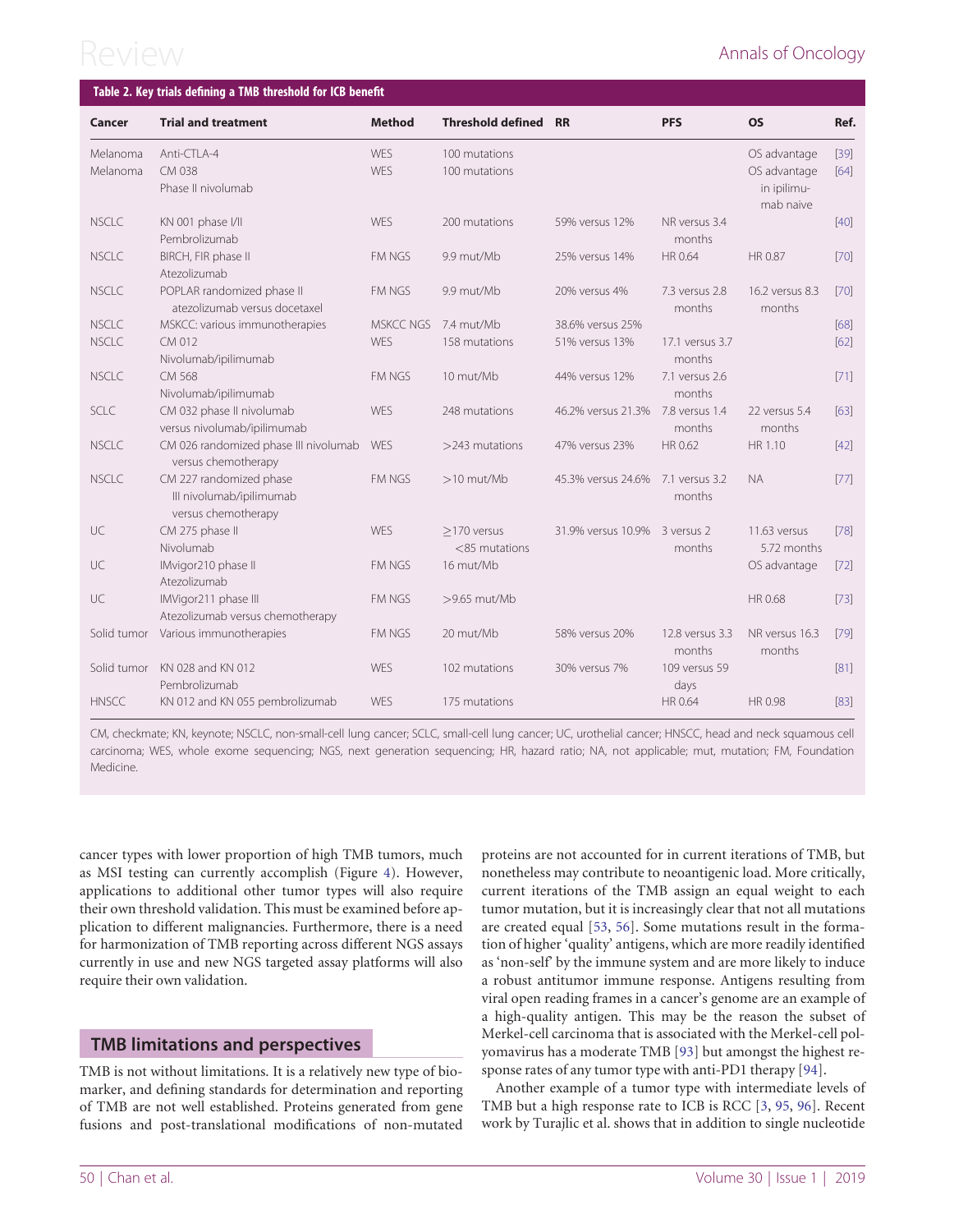**Table 2. Key trials defining a TMB threshold for ICB benefit**

| Cancer | Trial and treatment | Method | Threshold defined | RR | PFS | OS | Ref. |
|---|---|---|---|---|---|---|---|
| Melanoma | Anti-CTLA-4 | WES | 100 mutations | | | OS advantage | [39] |
| Melanoma | CM 038 Phase II nivolumab | WES | 100 mutations | | | OS advantage in ipilimumab naive | [64] |
| NSCLC | KN 001 phase I/II Pembrolizumab | WES | 200 mutations | 59% versus 12% | NR versus 3.4 months | | [40] |
| NSCLC | BIRCH, FIR phase II Atezolizumab | FM NGS | 9.9 mut/Mb | 25% versus 14% | HR 0.64 | HR 0.87 | [70] |
| NSCLC | POPLAR randomized phase II atezolizumab versus docetaxel | FM NGS | 9.9 mut/Mb | 20% versus 4% | 7.3 versus 2.8 months | 16.2 versus 8.3 months | [70] |
| NSCLC | MSKCC: various immunotherapies | MSKCC NGS | 7.4 mut/Mb | 38.6% versus 25% | | | [68] |
| NSCLC | CM 012 Nivolumab/ipilimumab | WES | 158 mutations | 51% versus 13% | 17.1 versus 3.7 months | | [62] |
| NSCLC | CM 568 Nivolumab/ipilimumab | FM NGS | 10 mut/Mb | 44% versus 12% | 7.1 versus 2.6 months | | [71] |
| SCLC | CM 032 phase II nivolumab versus nivolumab/ipilimumab | WES | 248 mutations | 46.2% versus 21.3% | 7.8 versus 1.4 months | 22 versus 5.4 months | [63] |
| NSCLC | CM 026 randomized phase III nivolumab versus chemotherapy | WES | >243 mutations | 47% versus 23% | HR 0.62 | HR 1.10 | [42] |
| NSCLC | CM 227 randomized phase III nivolumab/ipilimumab versus chemotherapy | FM NGS | >10 mut/Mb | 45.3% versus 24.6% | 7.1 versus 3.2 months | NA | [77] |
| UC | CM 275 phase II Nivolumab | WES | ≥170 versus <85 mutations | 31.9% versus 10.9% | 3 versus 2 months | 11.63 versus 5.72 months | [78] |
| UC | IMvigor210 phase II Atezolizumab | FM NGS | 16 mut/Mb | | | OS advantage | [72] |
| UC | IMVigor211 phase III Atezolizumab versus chemotherapy | FM NGS | >9.65 mut/Mb | | | HR 0.68 | [73] |
| Solid tumor | Various immunotherapies | FM NGS | 20 mut/Mb | 58% versus 20% | 12.8 versus 3.3 months | NR versus 16.3 months | [79] |
| Solid tumor | KN 028 and KN 012 Pembrolizumab | WES | 102 mutations | 30% versus 7% | 109 versus 59 days | | [81] |
| HNSCC | KN 012 and KN 055 pembrolizumab | WES | 175 mutations | | HR 0.64 | HR 0.98 | [83] |

CM, checkmate; KN, keynote; NSCLC, non-small-cell lung cancer; SCLC, small-cell lung cancer; UC, urothelial cancer; HNSCC, head and neck squamous cell carcinoma; WES, whole exome sequencing; NGS, next generation sequencing; HR, hazard ratio; NA, not applicable; mut, mutation; FM, Foundation Medicine.

cancer types with lower proportion of high TMB tumors, much as MSI testing can currently accomplish (Figure 4). However, applications to additional other tumor types will also require their own threshold validation. This must be examined before application to different malignancies. Furthermore, there is a need for harmonization of TMB reporting across different NGS assays currently in use and new NGS targeted assay platforms will also require their own validation.

## TMB limitations and perspectives

TMB is not without limitations. It is a relatively new type of biomarker, and defining standards for determination and reporting of TMB are not well established. Proteins generated from gene fusions and post-translational modifications of non-mutated proteins are not accounted for in current iterations of TMB, but nonetheless may contribute to neoantigenic load. More critically, current iterations of the TMB assign an equal weight to each tumor mutation, but it is increasingly clear that not all mutations are created equal [53, 56]. Some mutations result in the formation of higher 'quality' antigens, which are more readily identified as 'non-self' by the immune system and are more likely to induce a robust antitumor immune response. Antigens resulting from viral open reading frames in a cancer's genome are an example of a high-quality antigen. This may be the reason the subset of Merkel-cell carcinoma that is associated with the Merkel-cell polyomavirus has a moderate TMB [93] but amongst the highest response rates of any tumor type with anti-PD1 therapy [94].

Another example of a tumor type with intermediate levels of TMB but a high response rate to ICB is RCC [3, 95, 96]. Recent work by Turajlic et al. shows that in addition to single nucleotide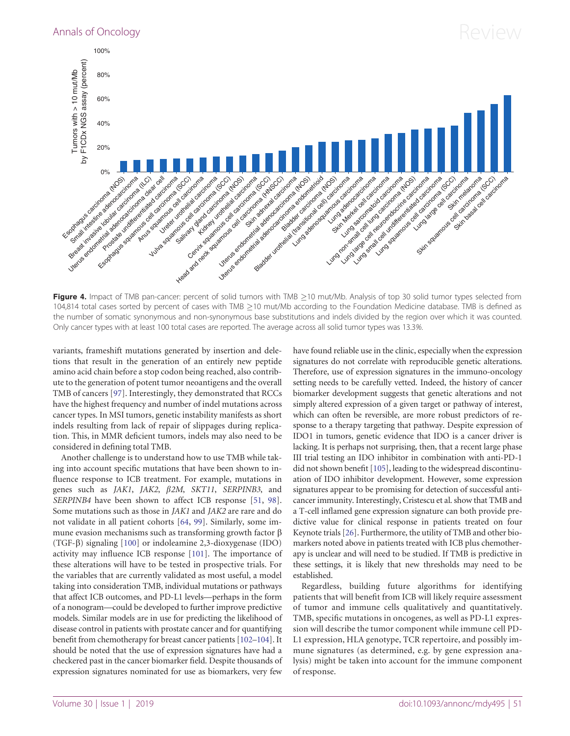**Figure 4.** Impact of TMB pan-cancer: percent of solid tumors with TMB ≥10 mut/Mb. Analysis of top 30 solid tumor types selected from 104,814 total cases sorted by percent of cases with TMB ≥10 mut/Mb according to the Foundation Medicine database. TMB is defined as the number of somatic synonymous and non-synonymous base substitutions and indels divided by the region over which it was counted. Only cancer types with at least 100 total cases are reported. The average across all solid tumor types was 13.3%.

variants, frameshift mutations generated by insertion and deletions that result in the generation of an entirely new peptide amino acid chain before a stop codon being reached, also contribute to the generation of potent tumor neoantigens and the overall TMB of cancers [97]. Interestingly, they demonstrated that RCCs have the highest frequency and number of indel mutations across cancer types. In MSI tumors, genetic instability manifests as short indels resulting from lack of repair of slippages during replication. This, in MMR deficient tumors, indels may also need to be considered in defining total TMB.

Another challenge is to understand how to use TMB while taking into account specific mutations that have been shown to influence response to ICB treatment. For example, mutations in genes such as *JAK1*, *JAK2*, *β2M*, *SKT11*, *SERPINB3*, and *SERPINB4* have been shown to affect ICB response [51, 98]. Some mutations such as those in *JAK1* and *JAK2* are rare and do not validate in all patient cohorts [64, 99]. Similarly, some immune evasion mechanisms such as transforming growth factor β (TGF-β) signaling [100] or indoleamine 2,3-dioxygenase (IDO) activity may influence ICB response [101]. The importance of these alterations will have to be tested in prospective trials. For the variables that are currently validated as most useful, a model taking into consideration TMB, individual mutations or pathways that affect ICB outcomes, and PD-L1 levels—perhaps in the form of a nomogram—could be developed to further improve predictive models. Similar models are in use for predicting the likelihood of disease control in patients with prostate cancer and for quantifying benefit from chemotherapy for breast cancer patients [102–104]. It should be noted that the use of expression signatures have had a checkered past in the cancer biomarker field. Despite thousands of expression signatures nominated for use as biomarkers, very few have found reliable use in the clinic, especially when the expression signatures do not correlate with reproducible genetic alterations. Therefore, use of expression signatures in the immuno-oncology setting needs to be carefully vetted. Indeed, the history of cancer biomarker development suggests that genetic alterations and not simply altered expression of a given target or pathway of interest, which can often be reversible, are more robust predictors of response to a therapy targeting that pathway. Despite expression of IDO1 in tumors, genetic evidence that IDO is a cancer driver is lacking. It is perhaps not surprising, then, that a recent large phase III trial testing an IDO inhibitor in combination with anti-PD-1 did not shown benefit [105], leading to the widespread discontinuation of IDO inhibitor development. However, some expression signatures appear to be promising for detection of successful anticancer immunity. Interestingly, Cristescu et al. show that TMB and a T-cell inflamed gene expression signature can both provide predictive value for clinical response in patients treated on four Keynote trials [26]. Furthermore, the utility of TMB and other biomarkers noted above in patients treated with ICB plus chemotherapy is unclear and will need to be studied. If TMB is predictive in these settings, it is likely that new thresholds may need to be established.

Regardless, building future algorithms for identifying patients that will benefit from ICB will likely require assessment of tumor and immune cells qualitatively and quantitatively. TMB, specific mutations in oncogenes, as well as PD-L1 expression will describe the tumor component while immune cell PD-L1 expression, HLA genotype, TCR repertoire, and possibly immune signatures (as determined, e.g. by gene expression analysis) might be taken into account for the immune component of response.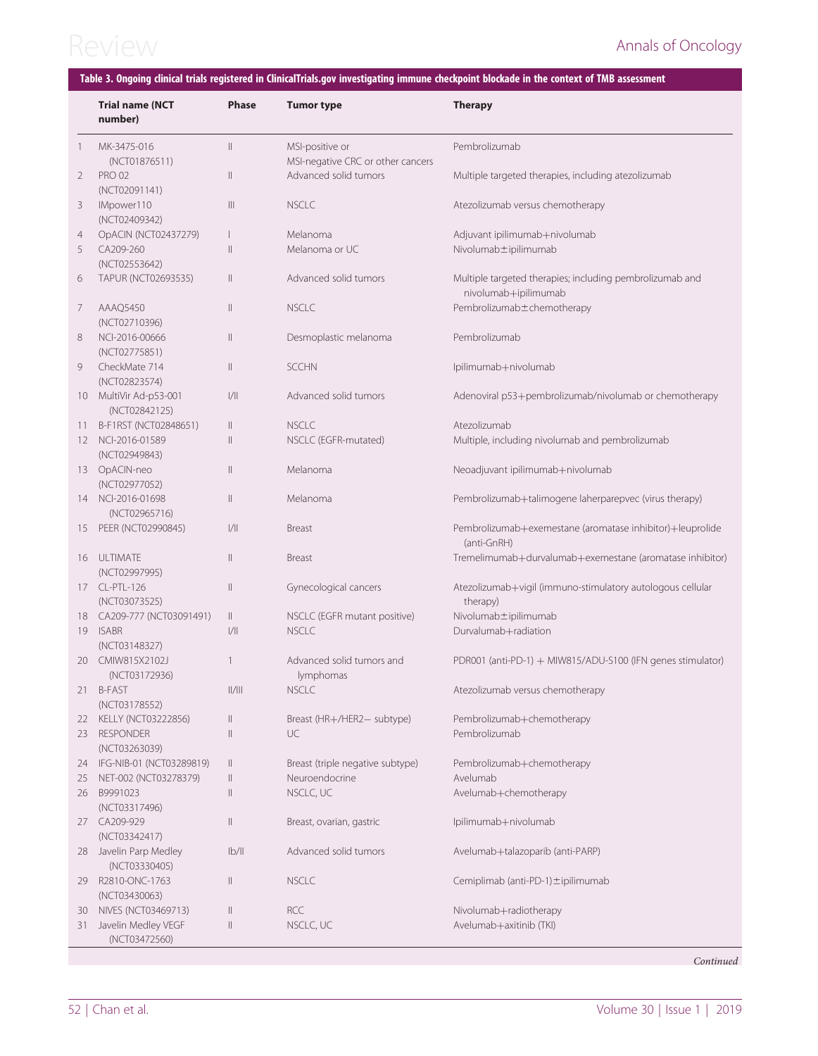**Table 3. Ongoing clinical trials registered in ClinicalTrials.gov investigating immune checkpoint blockade in the context of TMB assessment**

| | Trial name (NCT number) | Phase | Tumor type | Therapy |
|---|---|---|---|---|
| 1 | MK-3475-016 (NCT01876511) | II | MSI-positive or MSI-negative CRC or other cancers | Pembrolizumab |
| 2 | PRO 02 (NCT02091141) | II | Advanced solid tumors | Multiple targeted therapies, including atezolizumab |
| 3 | IMpower110 (NCT02409342) | III | NSCLC | Atezolizumab versus chemotherapy |
| 4 | OpACIN (NCT02437279) | I | Melanoma | Adjuvant ipilimumab+nivolumab |
| 5 | CA209-260 (NCT02553642) | II | Melanoma or UC | Nivolumab±ipilimumab |
| 6 | TAPUR (NCT02693535) | II | Advanced solid tumors | Multiple targeted therapies; including pembrolizumab and nivolumab+ipilimumab |
| 7 | AAAQ5450 (NCT02710396) | II | NSCLC | Pembrolizumab±chemotherapy |
| 8 | NCI-2016-00666 (NCT02775851) | II | Desmoplastic melanoma | Pembrolizumab |
| 9 | CheckMate 714 (NCT02823574) | II | SCCHN | Ipilimumab+nivolumab |
| 10 | MultiVir Ad-p53-001 (NCT02842125) | I/II | Advanced solid tumors | Adenoviral p53+pembrolizumab/nivolumab or chemotherapy |
| 11 | B-F1RST (NCT02848651) | II | NSCLC | Atezolizumab |
| 12 | NCI-2016-01589 (NCT02949843) | II | NSCLC (EGFR-mutated) | Multiple, including nivolumab and pembrolizumab |
| 13 | OpACIN-neo (NCT02977052) | II | Melanoma | Neoadjuvant ipilimumab+nivolumab |
| 14 | NCI-2016-01698 (NCT02965716) | II | Melanoma | Pembrolizumab+talimogene laherparepvec (virus therapy) |
| 15 | PEER (NCT02990845) | I/II | Breast | Pembrolizumab+exemestane (aromatase inhibitor)+leuprolide (anti-GnRH) |
| 16 | ULTIMATE (NCT02997995) | II | Breast | Tremelimumab+durvalumab+exemestane (aromatase inhibitor) |
| 17 | CL-PTL-126 (NCT03073525) | II | Gynecological cancers | Atezolizumab+vigil (immuno-stimulatory autologous cellular therapy) |
| 18 | CA209-777 (NCT03091491) | II | NSCLC (EGFR mutant positive) | Nivolumab±ipilimumab |
| 19 | ISABR (NCT03148327) | I/II | NSCLC | Durvalumab+radiation |
| 20 | CMIW815X2102J (NCT03172936) | 1 | Advanced solid tumors and lymphomas | PDR001 (anti-PD-1) + MIW815/ADU-S100 (IFN genes stimulator) |
| 21 | B-FAST (NCT03178552) | II/III | NSCLC | Atezolizumab versus chemotherapy |
| 22 | KELLY (NCT03222856) | II | Breast (HR+/HER2– subtype) | Pembrolizumab+chemotherapy |
| 23 | RESPONDER (NCT03263039) | II | UC | Pembrolizumab |
| 24 | IFG-NIB-01 (NCT03289819) | II | Breast (triple negative subtype) | Pembrolizumab+chemotherapy |
| 25 | NET-002 (NCT03278379) | II | Neuroendocrine | Avelumab |
| 26 | B9991023 (NCT03317496) | II | NSCLC, UC | Avelumab+chemotherapy |
| 27 | CA209-929 (NCT03342417) | II | Breast, ovarian, gastric | Ipilimumab+nivolumab |
| 28 | Javelin Parp Medley (NCT03330405) | Ib/II | Advanced solid tumors | Avelumab+talazoparib (anti-PARP) |
| 29 | R2810-ONC-1763 (NCT03430063) | II | NSCLC | Cemiplimab (anti-PD-1)±ipilimumab |
| 30 | NIVES (NCT03469713) | II | RCC | Nivolumab+radiotherapy |
| 31 | Javelin Medley VEGF (NCT03472560) | II | NSCLC, UC | Avelumab+axitinib (TKI) |

*Continued*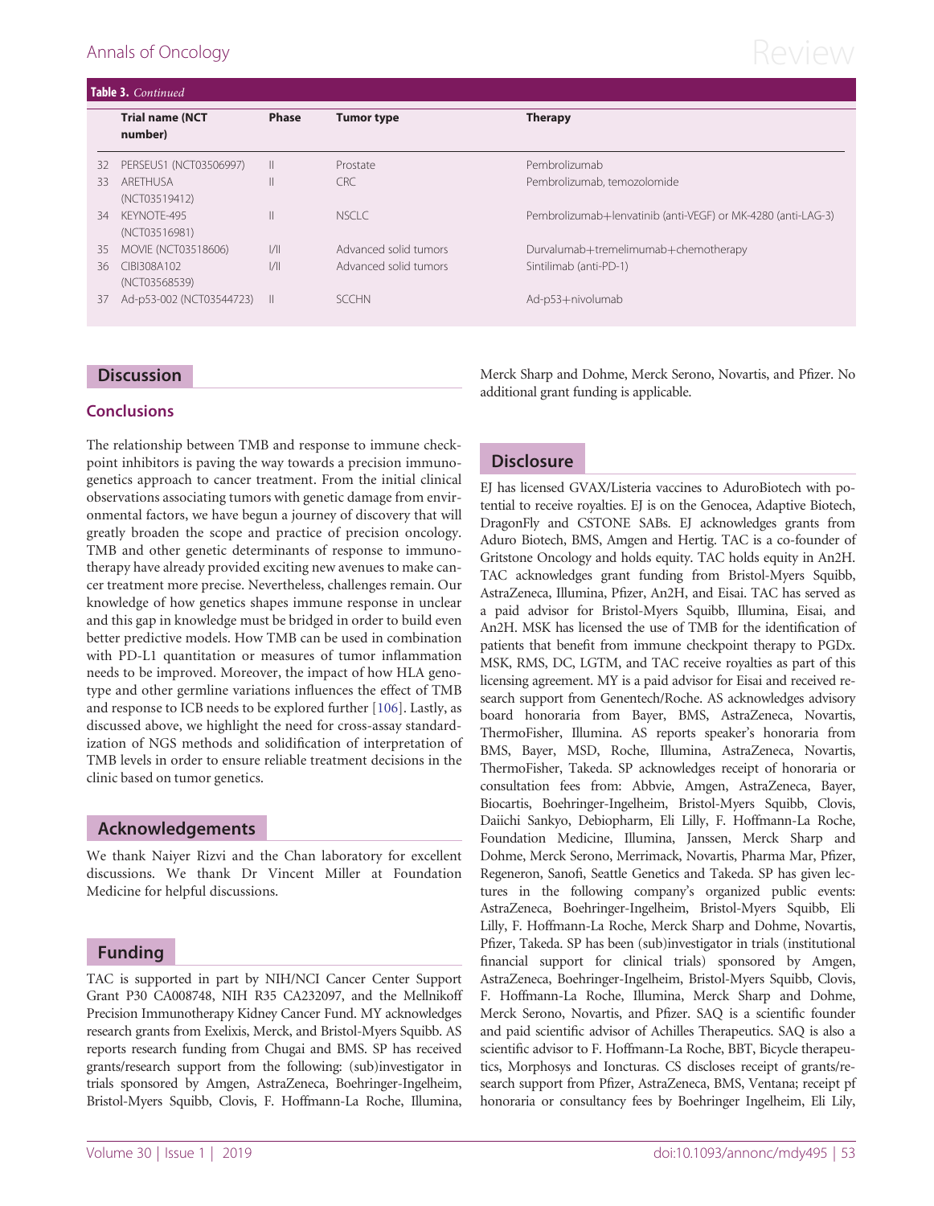**Table 3.** *Continued*

| | Trial name (NCT number) | Phase | Tumor type | Therapy |
|---|---|---|---|---|
| 32 | PERSEUS1 (NCT03506997) | II | Prostate | Pembrolizumab |
| 33 | ARETHUSA (NCT03519412) | II | CRC | Pembrolizumab, temozolomide |
| 34 | KEYNOTE-495 (NCT03516981) | II | NSCLC | Pembrolizumab+lenvatinib (anti-VEGF) or MK-4280 (anti-LAG-3) |
| 35 | MOVIE (NCT03518606) | I/II | Advanced solid tumors | Durvalumab+tremelimumab+chemotherapy |
| 36 | CIBI308A102 (NCT03568539) | I/II | Advanced solid tumors | Sintilimab (anti-PD-1) |
| 37 | Ad-p53-002 (NCT03544723) | II | SCCHN | Ad-p53+nivolumab |

## Discussion

### Conclusions

The relationship between TMB and response to immune checkpoint inhibitors is paving the way towards a precision immunogenetics approach to cancer treatment. From the initial clinical observations associating tumors with genetic damage from environmental factors, we have begun a journey of discovery that will greatly broaden the scope and practice of precision oncology. TMB and other genetic determinants of response to immunotherapy have already provided exciting new avenues to make cancer treatment more precise. Nevertheless, challenges remain. Our knowledge of how genetics shapes immune response in unclear and this gap in knowledge must be bridged in order to build even better predictive models. How TMB can be used in combination with PD-L1 quantitation or measures of tumor inflammation needs to be improved. Moreover, the impact of how HLA genotype and other germline variations influences the effect of TMB and response to ICB needs to be explored further [106]. Lastly, as discussed above, we highlight the need for cross-assay standardization of NGS methods and solidification of interpretation of TMB levels in order to ensure reliable treatment decisions in the clinic based on tumor genetics.

## Acknowledgements

We thank Naiyer Rizvi and the Chan laboratory for excellent discussions. We thank Dr Vincent Miller at Foundation Medicine for helpful discussions.

## Funding

TAC is supported in part by NIH/NCI Cancer Center Support Grant P30 CA008748, NIH R35 CA232097, and the Mellnikoff Precision Immunotherapy Kidney Cancer Fund. MY acknowledges research grants from Exelixis, Merck, and Bristol-Myers Squibb. AS reports research funding from Chugai and BMS. SP has received grants/research support from the following: (sub)investigator in trials sponsored by Amgen, AstraZeneca, Boehringer-Ingelheim, Bristol-Myers Squibb, Clovis, F. Hoffmann-La Roche, Illumina, Merck Sharp and Dohme, Merck Serono, Novartis, and Pfizer. No additional grant funding is applicable.

## Disclosure

EJ has licensed GVAX/Listeria vaccines to AduroBiotech with potential to receive royalties. EJ is on the Genocea, Adaptive Biotech, DragonFly and CSTONE SABs. EJ acknowledges grants from Aduro Biotech, BMS, Amgen and Hertig. TAC is a co-founder of Gritstone Oncology and holds equity. TAC holds equity in An2H. TAC acknowledges grant funding from Bristol-Myers Squibb, AstraZeneca, Illumina, Pfizer, An2H, and Eisai. TAC has served as a paid advisor for Bristol-Myers Squibb, Illumina, Eisai, and An2H. MSK has licensed the use of TMB for the identification of patients that benefit from immune checkpoint therapy to PGDx. MSK, RMS, DC, LGTM, and TAC receive royalties as part of this licensing agreement. MY is a paid advisor for Eisai and received research support from Genentech/Roche. AS acknowledges advisory board honoraria from Bayer, BMS, AstraZeneca, Novartis, ThermoFisher, Illumina. AS reports speaker's honoraria from BMS, Bayer, MSD, Roche, Illumina, AstraZeneca, Novartis, ThermoFisher, Takeda. SP acknowledges receipt of honoraria or consultation fees from: Abbvie, Amgen, AstraZeneca, Bayer, Biocartis, Boehringer-Ingelheim, Bristol-Myers Squibb, Clovis, Daiichi Sankyo, Debiopharm, Eli Lilly, F. Hoffmann-La Roche, Foundation Medicine, Illumina, Janssen, Merck Sharp and Dohme, Merck Serono, Merrimack, Novartis, Pharma Mar, Pfizer, Regeneron, Sanofi, Seattle Genetics and Takeda. SP has given lectures in the following company's organized public events: AstraZeneca, Boehringer-Ingelheim, Bristol-Myers Squibb, Eli Lilly, F. Hoffmann-La Roche, Merck Sharp and Dohme, Novartis, Pfizer, Takeda. SP has been (sub)investigator in trials (institutional financial support for clinical trials) sponsored by Amgen, AstraZeneca, Boehringer-Ingelheim, Bristol-Myers Squibb, Clovis, F. Hoffmann-La Roche, Illumina, Merck Sharp and Dohme, Merck Serono, Novartis, and Pfizer. SAQ is a scientific founder and paid scientific advisor of Achilles Therapeutics. SAQ is also a scientific advisor to F. Hoffmann-La Roche, BBT, Bicycle therapeutics, Morphosys and Ioncturas. CS discloses receipt of grants/research support from Pfizer, AstraZeneca, BMS, Ventana; receipt pf honoraria or consultancy fees by Boehringer Ingelheim, Eli Lily,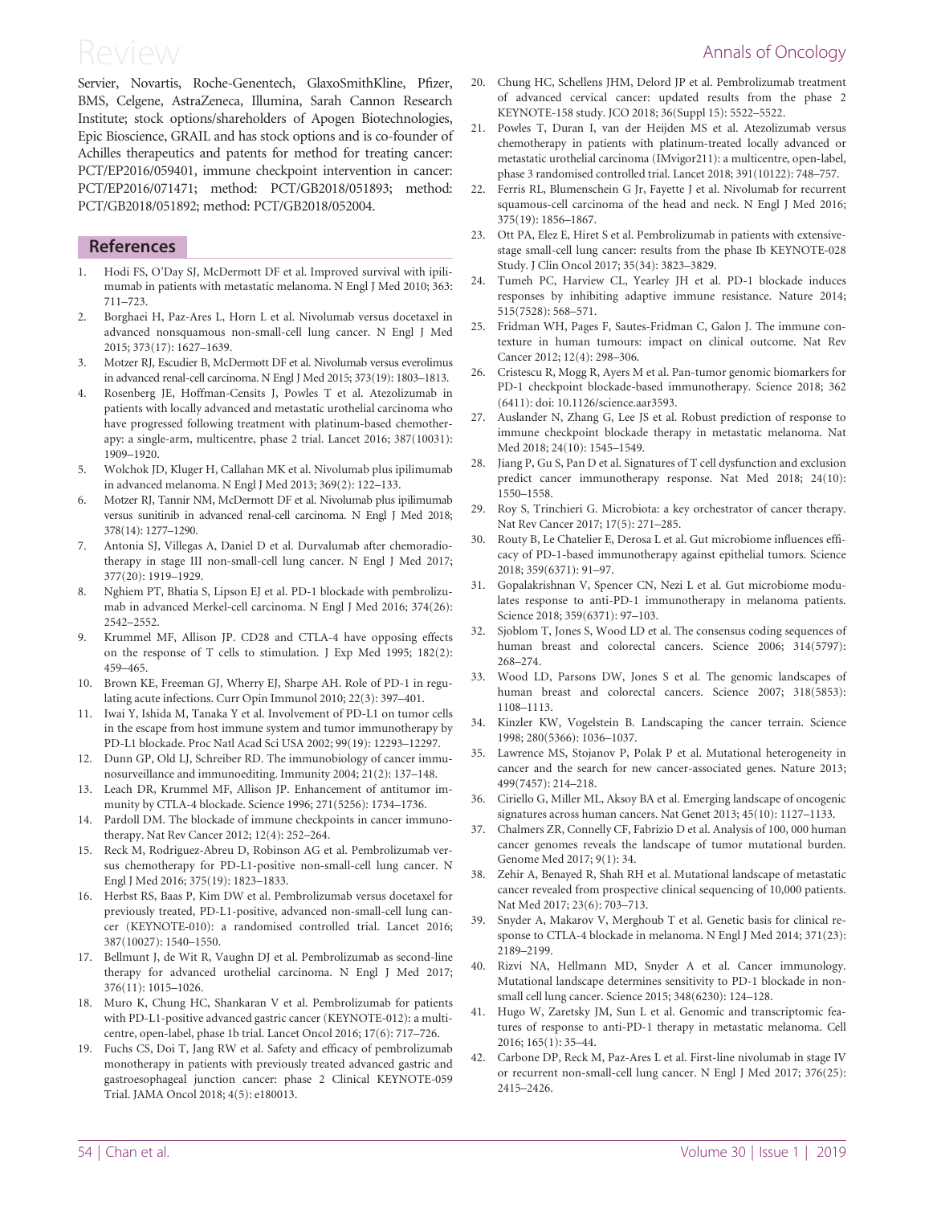Servier, Novartis, Roche-Genentech, GlaxoSmithKline, Pfizer, BMS, Celgene, AstraZeneca, Illumina, Sarah Cannon Research Institute; stock options/shareholders of Apogen Biotechnologies, Epic Bioscience, GRAIL and has stock options and is co-founder of Achilles therapeutics and patents for method for treating cancer: PCT/EP2016/059401, immune checkpoint intervention in cancer: PCT/EP2016/071471; method: PCT/GB2018/051893; method: PCT/GB2018/051892; method: PCT/GB2018/052004.

## References

1. Hodi FS, O'Day SJ, McDermott DF et al. Improved survival with ipilimumab in patients with metastatic melanoma. N Engl J Med 2010; 363: 711–723.
2. Borghaei H, Paz-Ares L, Horn L et al. Nivolumab versus docetaxel in advanced nonsquamous non-small-cell lung cancer. N Engl J Med 2015; 373(17): 1627–1639.
3. Motzer RJ, Escudier B, McDermott DF et al. Nivolumab versus everolimus in advanced renal-cell carcinoma. N Engl J Med 2015; 373(19): 1803–1813.
4. Rosenberg JE, Hoffman-Censits J, Powles T et al. Atezolizumab in patients with locally advanced and metastatic urothelial carcinoma who have progressed following treatment with platinum-based chemotherapy: a single-arm, multicentre, phase 2 trial. Lancet 2016; 387(10031): 1909–1920.
5. Wolchok JD, Kluger H, Callahan MK et al. Nivolumab plus ipilimumab in advanced melanoma. N Engl J Med 2013; 369(2): 122–133.
6. Motzer RJ, Tannir NM, McDermott DF et al. Nivolumab plus ipilimumab versus sunitinib in advanced renal-cell carcinoma. N Engl J Med 2018; 378(14): 1277–1290.
7. Antonia SJ, Villegas A, Daniel D et al. Durvalumab after chemoradiotherapy in stage III non-small-cell lung cancer. N Engl J Med 2017; 377(20): 1919–1929.
8. Nghiem PT, Bhatia S, Lipson EJ et al. PD-1 blockade with pembrolizumab in advanced Merkel-cell carcinoma. N Engl J Med 2016; 374(26): 2542–2552.
9. Krummel MF, Allison JP. CD28 and CTLA-4 have opposing effects on the response of T cells to stimulation. J Exp Med 1995; 182(2): 459–465.
10. Brown KE, Freeman GJ, Wherry EJ, Sharpe AH. Role of PD-1 in regulating acute infections. Curr Opin Immunol 2010; 22(3): 397–401.
11. Iwai Y, Ishida M, Tanaka Y et al. Involvement of PD-L1 on tumor cells in the escape from host immune system and tumor immunotherapy by PD-L1 blockade. Proc Natl Acad Sci USA 2002; 99(19): 12293–12297.
12. Dunn GP, Old LJ, Schreiber RD. The immunobiology of cancer immunosurveillance and immunoediting. Immunity 2004; 21(2): 137–148.
13. Leach DR, Krummel MF, Allison JP. Enhancement of antitumor immunity by CTLA-4 blockade. Science 1996; 271(5256): 1734–1736.
14. Pardoll DM. The blockade of immune checkpoints in cancer immunotherapy. Nat Rev Cancer 2012; 12(4): 252–264.
15. Reck M, Rodriguez-Abreu D, Robinson AG et al. Pembrolizumab versus chemotherapy for PD-L1-positive non-small-cell lung cancer. N Engl J Med 2016; 375(19): 1823–1833.
16. Herbst RS, Baas P, Kim DW et al. Pembrolizumab versus docetaxel for previously treated, PD-L1-positive, advanced non-small-cell lung cancer (KEYNOTE-010): a randomised controlled trial. Lancet 2016; 387(10027): 1540–1550.
17. Bellmunt J, de Wit R, Vaughn DJ et al. Pembrolizumab as second-line therapy for advanced urothelial carcinoma. N Engl J Med 2017; 376(11): 1015–1026.
18. Muro K, Chung HC, Shankaran V et al. Pembrolizumab for patients with PD-L1-positive advanced gastric cancer (KEYNOTE-012): a multicentre, open-label, phase 1b trial. Lancet Oncol 2016; 17(6): 717–726.
19. Fuchs CS, Doi T, Jang RW et al. Safety and efficacy of pembrolizumab monotherapy in patients with previously treated advanced gastric and gastroesophageal junction cancer: phase 2 Clinical KEYNOTE-059 Trial. JAMA Oncol 2018; 4(5): e180013.
20. Chung HC, Schellens JHM, Delord JP et al. Pembrolizumab treatment of advanced cervical cancer: updated results from the phase 2 KEYNOTE-158 study. JCO 2018; 36(Suppl 15): 5522–5522.
21. Powles T, Duran I, van der Heijden MS et al. Atezolizumab versus chemotherapy in patients with platinum-treated locally advanced or metastatic urothelial carcinoma (IMvigor211): a multicentre, open-label, phase 3 randomised controlled trial. Lancet 2018; 391(10122): 748–757.
22. Ferris RL, Blumenschein G Jr, Fayette J et al. Nivolumab for recurrent squamous-cell carcinoma of the head and neck. N Engl J Med 2016; 375(19): 1856–1867.
23. Ott PA, Elez E, Hiret S et al. Pembrolizumab in patients with extensive-stage small-cell lung cancer: results from the phase Ib KEYNOTE-028 Study. J Clin Oncol 2017; 35(34): 3823–3829.
24. Tumeh PC, Harview CL, Yearley JH et al. PD-1 blockade induces responses by inhibiting adaptive immune resistance. Nature 2014; 515(7528): 568–571.
25. Fridman WH, Pages F, Sautes-Fridman C, Galon J. The immune contexture in human tumours: impact on clinical outcome. Nat Rev Cancer 2012; 12(4): 298–306.
26. Cristescu R, Mogg R, Ayers M et al. Pan-tumor genomic biomarkers for PD-1 checkpoint blockade-based immunotherapy. Science 2018; 362 (6411): doi: 10.1126/science.aar3593.
27. Auslander N, Zhang G, Lee JS et al. Robust prediction of response to immune checkpoint blockade therapy in metastatic melanoma. Nat Med 2018; 24(10): 1545–1549.
28. Jiang P, Gu S, Pan D et al. Signatures of T cell dysfunction and exclusion predict cancer immunotherapy response. Nat Med 2018; 24(10): 1550–1558.
29. Roy S, Trinchieri G. Microbiota: a key orchestrator of cancer therapy. Nat Rev Cancer 2017; 17(5): 271–285.
30. Routy B, Le Chatelier E, Derosa L et al. Gut microbiome influences efficacy of PD-1-based immunotherapy against epithelial tumors. Science 2018; 359(6371): 91–97.
31. Gopalakrishnan V, Spencer CN, Nezi L et al. Gut microbiome modulates response to anti-PD-1 immunotherapy in melanoma patients. Science 2018; 359(6371): 97–103.
32. Sjoblom T, Jones S, Wood LD et al. The consensus coding sequences of human breast and colorectal cancers. Science 2006; 314(5797): 268–274.
33. Wood LD, Parsons DW, Jones S et al. The genomic landscapes of human breast and colorectal cancers. Science 2007; 318(5853): 1108–1113.
34. Kinzler KW, Vogelstein B. Landscaping the cancer terrain. Science 1998; 280(5366): 1036–1037.
35. Lawrence MS, Stojanov P, Polak P et al. Mutational heterogeneity in cancer and the search for new cancer-associated genes. Nature 2013; 499(7457): 214–218.
36. Ciriello G, Miller ML, Aksoy BA et al. Emerging landscape of oncogenic signatures across human cancers. Nat Genet 2013; 45(10): 1127–1133.
37. Chalmers ZR, Connelly CF, Fabrizio D et al. Analysis of 100, 000 human cancer genomes reveals the landscape of tumor mutational burden. Genome Med 2017; 9(1): 34.
38. Zehir A, Benayed R, Shah RH et al. Mutational landscape of metastatic cancer revealed from prospective clinical sequencing of 10,000 patients. Nat Med 2017; 23(6): 703–713.
39. Snyder A, Makarov V, Merghoub T et al. Genetic basis for clinical response to CTLA-4 blockade in melanoma. N Engl J Med 2014; 371(23): 2189–2199.
40. Rizvi NA, Hellmann MD, Snyder A et al. Cancer immunology. Mutational landscape determines sensitivity to PD-1 blockade in non-small cell lung cancer. Science 2015; 348(6230): 124–128.
41. Hugo W, Zaretsky JM, Sun L et al. Genomic and transcriptomic features of response to anti-PD-1 therapy in metastatic melanoma. Cell 2016; 165(1): 35–44.
42. Carbone DP, Reck M, Paz-Ares L et al. First-line nivolumab in stage IV or recurrent non-small-cell lung cancer. N Engl J Med 2017; 376(25): 2415–2426.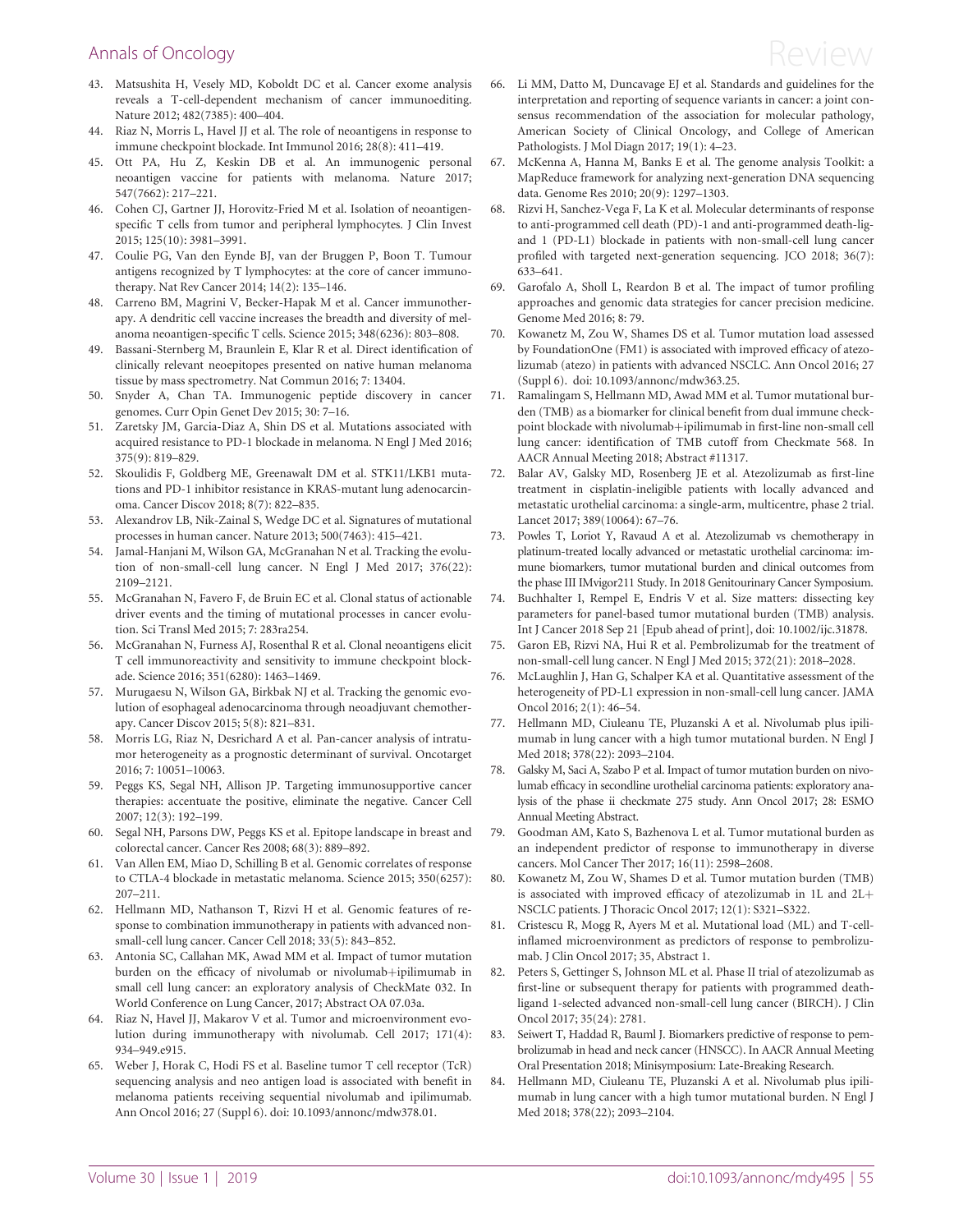43. Matsushita H, Vesely MD, Koboldt DC et al. Cancer exome analysis reveals a T-cell-dependent mechanism of cancer immunoediting. Nature 2012; 482(7385): 400–404.
44. Riaz N, Morris L, Havel JJ et al. The role of neoantigens in response to immune checkpoint blockade. Int Immunol 2016; 28(8): 411–419.
45. Ott PA, Hu Z, Keskin DB et al. An immunogenic personal neoantigen vaccine for patients with melanoma. Nature 2017; 547(7662): 217–221.
46. Cohen CJ, Gartner JJ, Horovitz-Fried M et al. Isolation of neoantigen-specific T cells from tumor and peripheral lymphocytes. J Clin Invest 2015; 125(10): 3981–3991.
47. Coulie PG, Van den Eynde BJ, van der Bruggen P, Boon T. Tumour antigens recognized by T lymphocytes: at the core of cancer immunotherapy. Nat Rev Cancer 2014; 14(2): 135–146.
48. Carreno BM, Magrini V, Becker-Hapak M et al. Cancer immunotherapy. A dendritic cell vaccine increases the breadth and diversity of melanoma neoantigen-specific T cells. Science 2015; 348(6236): 803–808.
49. Bassani-Sternberg M, Braunlein E, Klar R et al. Direct identification of clinically relevant neoepitopes presented on native human melanoma tissue by mass spectrometry. Nat Commun 2016; 7: 13404.
50. Snyder A, Chan TA. Immunogenic peptide discovery in cancer genomes. Curr Opin Genet Dev 2015; 30: 7–16.
51. Zaretsky JM, Garcia-Diaz A, Shin DS et al. Mutations associated with acquired resistance to PD-1 blockade in melanoma. N Engl J Med 2016; 375(9): 819–829.
52. Skoulidis F, Goldberg ME, Greenawalt DM et al. STK11/LKB1 mutations and PD-1 inhibitor resistance in KRAS-mutant lung adenocarcinoma. Cancer Discov 2018; 8(7): 822–835.
53. Alexandrov LB, Nik-Zainal S, Wedge DC et al. Signatures of mutational processes in human cancer. Nature 2013; 500(7463): 415–421.
54. Jamal-Hanjani M, Wilson GA, McGranahan N et al. Tracking the evolution of non-small-cell lung cancer. N Engl J Med 2017; 376(22): 2109–2121.
55. McGranahan N, Favero F, de Bruin EC et al. Clonal status of actionable driver events and the timing of mutational processes in cancer evolution. Sci Transl Med 2015; 7: 283ra254.
56. McGranahan N, Furness AJ, Rosenthal R et al. Clonal neoantigens elicit T cell immunoreactivity and sensitivity to immune checkpoint blockade. Science 2016; 351(6280): 1463–1469.
57. Murugaesu N, Wilson GA, Birkbak NJ et al. Tracking the genomic evolution of esophageal adenocarcinoma through neoadjuvant chemotherapy. Cancer Discov 2015; 5(8): 821–831.
58. Morris LG, Riaz N, Desrichard A et al. Pan-cancer analysis of intratumor heterogeneity as a prognostic determinant of survival. Oncotarget 2016; 7: 10051–10063.
59. Peggs KS, Segal NH, Allison JP. Targeting immunosupportive cancer therapies: accentuate the positive, eliminate the negative. Cancer Cell 2007; 12(3): 192–199.
60. Segal NH, Parsons DW, Peggs KS et al. Epitope landscape in breast and colorectal cancer. Cancer Res 2008; 68(3): 889–892.
61. Van Allen EM, Miao D, Schilling B et al. Genomic correlates of response to CTLA-4 blockade in metastatic melanoma. Science 2015; 350(6257): 207–211.
62. Hellmann MD, Nathanson T, Rizvi H et al. Genomic features of response to combination immunotherapy in patients with advanced non-small-cell lung cancer. Cancer Cell 2018; 33(5): 843–852.
63. Antonia SC, Callahan MK, Awad MM et al. Impact of tumor mutation burden on the efficacy of nivolumab or nivolumab+ipilimumab in small cell lung cancer: an exploratory analysis of CheckMate 032. In World Conference on Lung Cancer, 2017; Abstract OA 07.03a.
64. Riaz N, Havel JJ, Makarov V et al. Tumor and microenvironment evolution during immunotherapy with nivolumab. Cell 2017; 171(4): 934–949.e915.
65. Weber J, Horak C, Hodi FS et al. Baseline tumor T cell receptor (TcR) sequencing analysis and neo antigen load is associated with benefit in melanoma patients receiving sequential nivolumab and ipilimumab. Ann Oncol 2016; 27 (Suppl 6). doi: 10.1093/annonc/mdw378.01.
66. Li MM, Datto M, Duncavage EJ et al. Standards and guidelines for the interpretation and reporting of sequence variants in cancer: a joint consensus recommendation of the association for molecular pathology, American Society of Clinical Oncology, and College of American Pathologists. J Mol Diagn 2017; 19(1): 4–23.
67. McKenna A, Hanna M, Banks E et al. The genome analysis Toolkit: a MapReduce framework for analyzing next-generation DNA sequencing data. Genome Res 2010; 20(9): 1297–1303.
68. Rizvi H, Sanchez-Vega F, La K et al. Molecular determinants of response to anti-programmed cell death (PD)-1 and anti-programmed death-ligand 1 (PD-L1) blockade in patients with non-small-cell lung cancer profiled with targeted next-generation sequencing. JCO 2018; 36(7): 633–641.
69. Garofalo A, Sholl L, Reardon B et al. The impact of tumor profiling approaches and genomic data strategies for cancer precision medicine. Genome Med 2016; 8: 79.
70. Kowanetz M, Zou W, Shames DS et al. Tumor mutation load assessed by FoundationOne (FM1) is associated with improved efficacy of atezolizumab (atezo) in patients with advanced NSCLC. Ann Oncol 2016; 27 (Suppl 6). doi: 10.1093/annonc/mdw363.25.
71. Ramalingam S, Hellmann MD, Awad MM et al. Tumor mutational burden (TMB) as a biomarker for clinical benefit from dual immune checkpoint blockade with nivolumab+ipilimumab in first-line non-small cell lung cancer: identification of TMB cutoff from Checkmate 568. In AACR Annual Meeting 2018; Abstract #11317.
72. Balar AV, Galsky MD, Rosenberg JE et al. Atezolizumab as first-line treatment in cisplatin-ineligible patients with locally advanced and metastatic urothelial carcinoma: a single-arm, multicentre, phase 2 trial. Lancet 2017; 389(10064): 67–76.
73. Powles T, Loriot Y, Ravaud A et al. Atezolizumab vs chemotherapy in platinum-treated locally advanced or metastatic urothelial carcinoma: immune biomarkers, tumor mutational burden and clinical outcomes from the phase III IMvigor211 Study. In 2018 Genitourinary Cancer Symposium.
74. Buchhalter I, Rempel E, Endris V et al. Size matters: dissecting key parameters for panel-based tumor mutational burden (TMB) analysis. Int J Cancer 2018 Sep 21 [Epub ahead of print], doi: 10.1002/ijc.31878.
75. Garon EB, Rizvi NA, Hui R et al. Pembrolizumab for the treatment of non-small-cell lung cancer. N Engl J Med 2015; 372(21): 2018–2028.
76. McLaughlin J, Han G, Schalper KA et al. Quantitative assessment of the heterogeneity of PD-L1 expression in non-small-cell lung cancer. JAMA Oncol 2016; 2(1): 46–54.
77. Hellmann MD, Ciuleanu TE, Pluzanski A et al. Nivolumab plus ipilimumab in lung cancer with a high tumor mutational burden. N Engl J Med 2018; 378(22): 2093–2104.
78. Galsky M, Saci A, Szabo P et al. Impact of tumor mutation burden on nivolumab efficacy in secondline urothelial carcinoma patients: exploratory analysis of the phase ii checkmate 275 study. Ann Oncol 2017; 28: ESMO Annual Meeting Abstract.
79. Goodman AM, Kato S, Bazhenova L et al. Tumor mutational burden as an independent predictor of response to immunotherapy in diverse cancers. Mol Cancer Ther 2017; 16(11): 2598–2608.
80. Kowanetz M, Zou W, Shames D et al. Tumor mutation burden (TMB) is associated with improved efficacy of atezolizumab in 1L and 2L+ NSCLC patients. J Thoracic Oncol 2017; 12(1): S321–S322.
81. Cristescu R, Mogg R, Ayers M et al. Mutational load (ML) and T-cell-inflamed microenvironment as predictors of response to pembrolizumab. J Clin Oncol 2017; 35, Abstract 1.
82. Peters S, Gettinger S, Johnson ML et al. Phase II trial of atezolizumab as first-line or subsequent therapy for patients with programmed death-ligand 1-selected advanced non-small-cell lung cancer (BIRCH). J Clin Oncol 2017; 35(24): 2781.
83. Seiwert T, Haddad R, Bauml J. Biomarkers predictive of response to pembrolizumab in head and neck cancer (HNSCC). In AACR Annual Meeting Oral Presentation 2018; Minisymposium: Late-Breaking Research.
84. Hellmann MD, Ciuleanu TE, Pluzanski A et al. Nivolumab plus ipilimumab in lung cancer with a high tumor mutational burden. N Engl J Med 2018; 378(22); 2093–2104.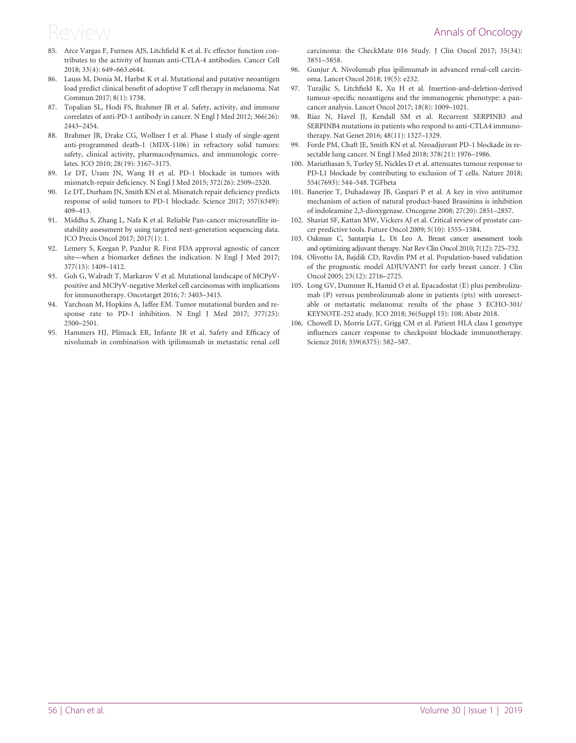85. Arce Vargas F, Furness AJS, Litchfield K et al. Fc effector function contributes to the activity of human anti-CTLA-4 antibodies. Cancer Cell 2018; 33(4): 649–663.e644.
86. Lauss M, Donia M, Harbst K et al. Mutational and putative neoantigen load predict clinical benefit of adoptive T cell therapy in melanoma. Nat Commun 2017; 8(1): 1738.
87. Topalian SL, Hodi FS, Brahmer JR et al. Safety, activity, and immune correlates of anti-PD-1 antibody in cancer. N Engl J Med 2012; 366(26): 2443–2454.
88. Brahmer JR, Drake CG, Wollner I et al. Phase I study of single-agent anti-programmed death-1 (MDX-1106) in refractory solid tumors: safety, clinical activity, pharmacodynamics, and immunologic correlates. JCO 2010; 28(19): 3167–3175.
89. Le DT, Uram JN, Wang H et al. PD-1 blockade in tumors with mismatch-repair deficiency. N Engl J Med 2015; 372(26): 2509–2520.
90. Le DT, Durham JN, Smith KN et al. Mismatch repair deficiency predicts response of solid tumors to PD-1 blockade. Science 2017; 357(6349): 409–413.
91. Middha S, Zhang L, Nafa K et al. Reliable Pan-cancer microsatellite instability assessment by using targeted next-generation sequencing data. JCO Precis Oncol 2017; 2017(1): 1.
92. Lemery S, Keegan P, Pazdur R. First FDA approval agnostic of cancer site—when a biomarker defines the indication. N Engl J Med 2017; 377(15): 1409–1412.
93. Goh G, Walradt T, Markarov V et al. Mutational landscape of MCPyV-positive and MCPyV-negative Merkel cell carcinomas with implications for immunotherapy. Oncotarget 2016; 7: 3403–3415.
94. Yarchoan M, Hopkins A, Jaffee EM. Tumor mutational burden and response rate to PD-1 inhibition. N Engl J Med 2017; 377(25): 2500–2501.
95. Hammers HJ, Plimack ER, Infante JR et al. Safety and Efficacy of nivolumab in combination with ipilimumab in metastatic renal cell carcinoma: the CheckMate 016 Study. J Clin Oncol 2017; 35(34): 3851–3858.
96. Gunjur A. Nivolumab plus ipilimumab in advanced renal-cell carcinoma. Lancet Oncol 2018; 19(5): e232.
97. Turajlic S, Litchfield K, Xu H et al. Insertion-and-deletion-derived tumour-specific neoantigens and the immunogenic phenotype: a pan-cancer analysis. Lancet Oncol 2017; 18(8): 1009–1021.
98. Riaz N, Havel JJ, Kendall SM et al. Recurrent SERPINB3 and SERPINB4 mutations in patients who respond to anti-CTLA4 immunotherapy. Nat Genet 2016; 48(11): 1327–1329.
99. Forde PM, Chaft JE, Smith KN et al. Neoadjuvant PD-1 blockade in resectable lung cancer. N Engl J Med 2018; 378(21): 1976–1986.
100. Mariathasan S, Turley SJ, Nickles D et al. attenuates tumour response to PD-L1 blockade by contributing to exclusion of T cells. Nature 2018; 554(7693): 544–548. TGFbeta
101. Banerjee T, Duhadaway JB, Gaspari P et al. A key in vivo antitumor mechanism of action of natural product-based Brassinins is inhibition of indoleamine 2,3-dioxygenase. Oncogene 2008; 27(20): 2851–2857.
102. Shariat SF, Kattan MW, Vickers AJ et al. Critical review of prostate cancer predictive tools. Future Oncol 2009; 5(10): 1555–1584.
103. Oakman C, Santarpia L, Di Leo A. Breast cancer assessment tools and optimizing adjuvant therapy. Nat Rev Clin Oncol 2010; 7(12): 725–732.
104. Olivotto IA, Bajdik CD, Ravdin PM et al. Population-based validation of the prognostic model ADJUVANT! for early breast cancer. J Clin Oncol 2005; 23(12): 2716–2725.
105. Long GV, Dummer R, Hamid O et al. Epacadostat (E) plus pembrolizumab (P) versus pembrolizumab alone in patients (pts) with unresectable or metastatic melanoma: results of the phase 3 ECHO-301/KEYNOTE-252 study. JCO 2018; 36(Suppl 15): 108; Abstr 2018.
106. Chowell D, Morris LGT, Grigg CM et al. Patient HLA class I genotype influences cancer response to checkpoint blockade immunotherapy. Science 2018; 359(6375): 582–587.